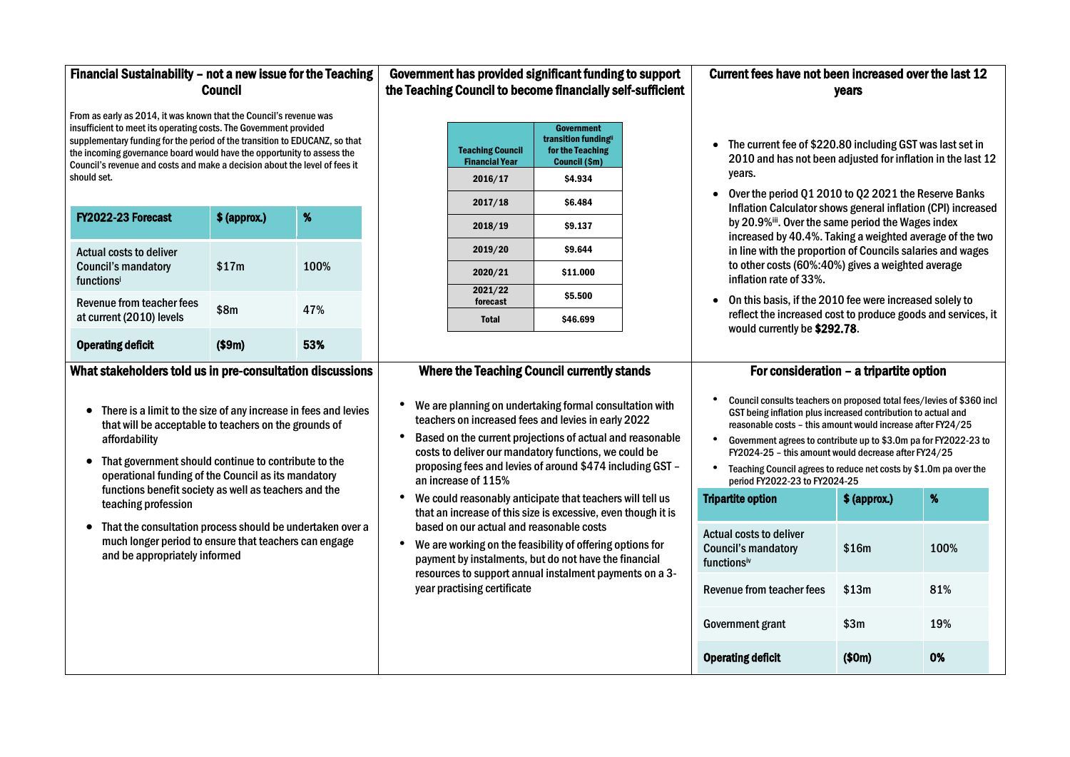## Financial Sustainability – not a new issue for the Teaching Council

From as early as 2014, it was known that the Council's revenue was insufficient to meet its operating costs. The Government provided supplementary funding for the period of the transition to EDUCANZ, so that the incoming governance board would have the opportunity to assess the Council's revenue and costs and make a decision about the level of fees it should set.

| FY2022-23 Forecast | $ (approx.) | % |
|---|---|---|
| Actual costs to deliver Council's mandatory functions[i] | $17m | 100% |
| Revenue from teacher fees at current (2010) levels | $8m | 47% |
| **Operating deficit** | **($9m)** | **53%** |

## Government has provided significant funding to support the Teaching Council to become financially self-sufficient

| Teaching Council Financial Year | Government transition funding[ii] for the Teaching Council ($m) |
|---|---|
| 2016/17 | $4.934 |
| 2017/18 | $6.484 |
| 2018/19 | $9.137 |
| 2019/20 | $9.644 |
| 2020/21 | $11.000 |
| 2021/22 forecast | $5.500 |
| Total | $46.699 |

## Current fees have not been increased over the last 12 years

- The current fee of $220.80 including GST was last set in 2010 and has not been adjusted for inflation in the last 12 years.
- Over the period Q1 2010 to Q2 2021 the Reserve Banks Inflation Calculator shows general inflation (CPI) increased by 20.9%[iii]. Over the same period the Wages index increased by 40.4%. Taking a weighted average of the two in line with the proportion of Councils salaries and wages to other costs (60%:40%) gives a weighted average inflation rate of 33%.
- On this basis, if the 2010 fee were increased solely to reflect the increased cost to produce goods and services, it would currently be **$292.78**.

## What stakeholders told us in pre-consultation discussions

- There is a limit to the size of any increase in fees and levies that will be acceptable to teachers on the grounds of affordability
- That government should continue to contribute to the operational funding of the Council as its mandatory functions benefit society as well as teachers and the teaching profession
- That the consultation process should be undertaken over a much longer period to ensure that teachers can engage and be appropriately informed

## Where the Teaching Council currently stands

- We are planning on undertaking formal consultation with teachers on increased fees and levies in early 2022
- Based on the current projections of actual and reasonable costs to deliver our mandatory functions, we could be proposing fees and levies of around $474 including GST – an increase of 115%
- We could reasonably anticipate that teachers will tell us that an increase of this size is excessive, even though it is based on our actual and reasonable costs
- We are working on the feasibility of offering options for payment by instalments, but do not have the financial resources to support annual instalment payments on a 3-year practising certificate

## For consideration – a tripartite option

- Council consults teachers on proposed total fees/levies of $360 incl GST being inflation plus increased contribution to actual and reasonable costs – this amount would increase after FY24/25
- Government agrees to contribute up to $3.0m pa for FY2022-23 to FY2024-25 – this amount would decrease after FY24/25
- Teaching Council agrees to reduce net costs by $1.0m pa over the period FY2022-23 to FY2024-25

| Tripartite option | $ (approx.) | % |
|---|---|---|
| Actual costs to deliver Council's mandatory functions[iv] | $16m | 100% |
| Revenue from teacher fees | $13m | 81% |
| Government grant | $3m | 19% |
| **Operating deficit** | **($0m)** | **0%** |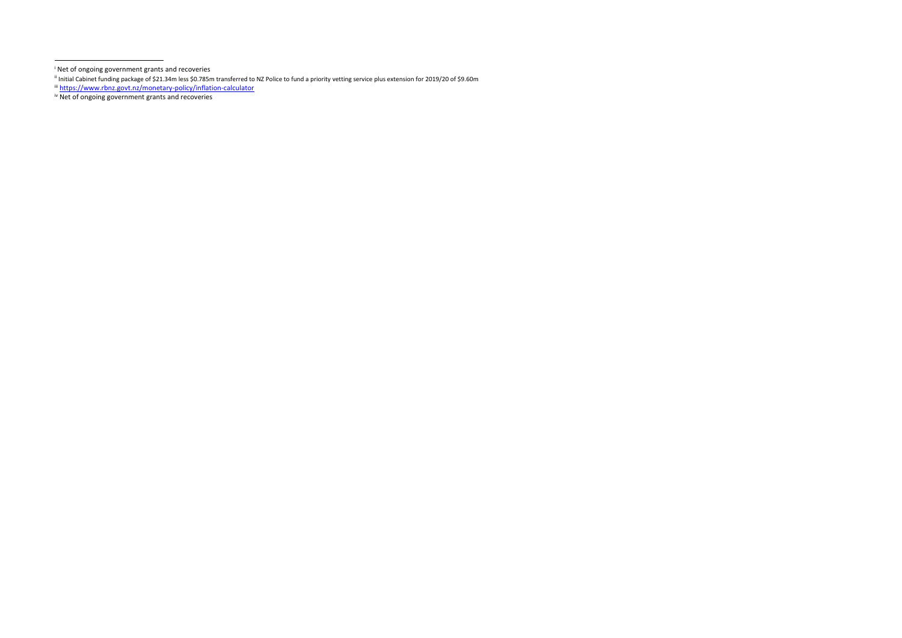[i] Net of ongoing government grants and recoveries

[ii] Initial Cabinet funding package of $21.34m less $0.785m transferred to NZ Police to fund a priority vetting service plus extension for 2019/20 of $9.60m

[iii] https://www.rbnz.govt.nz/monetary-policy/inflation-calculator

[iv] Net of ongoing government grants and recoveries